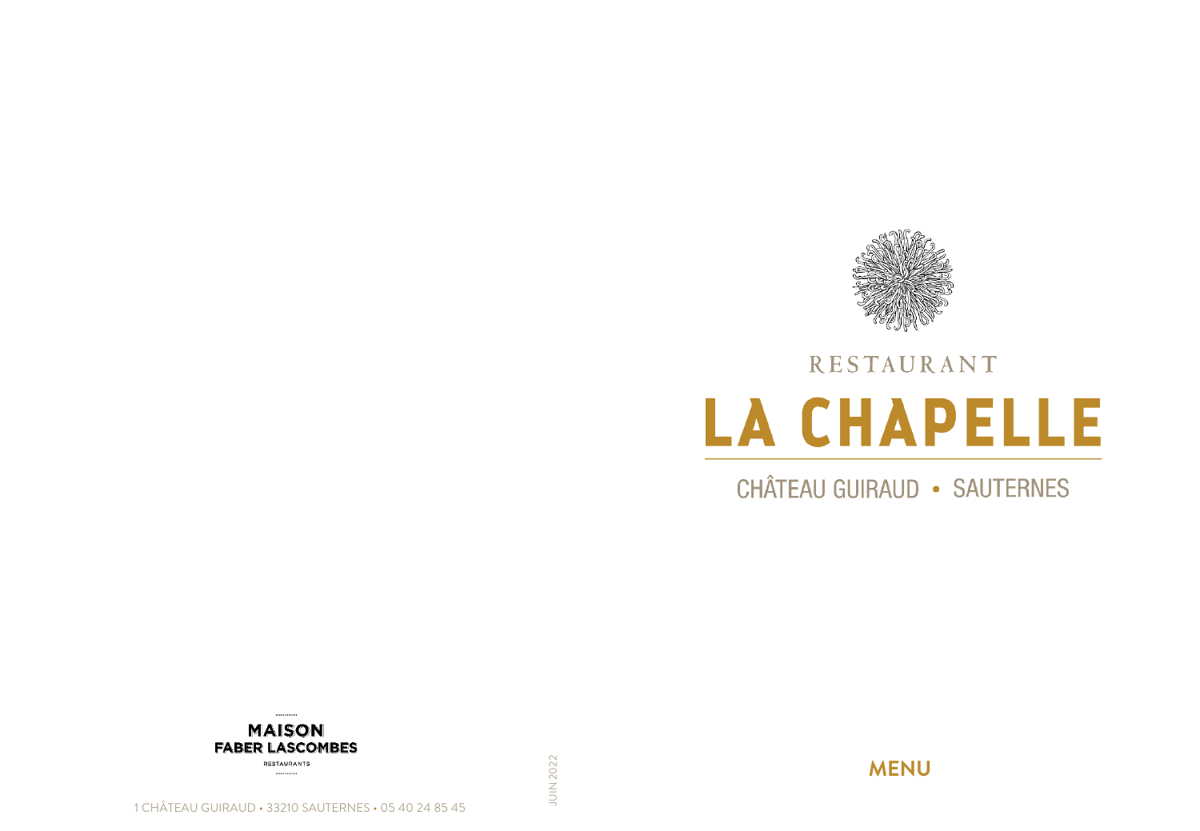RESTANTANT

# LA CHAPELLE

CHÂTEAU GUIRAUD • SAUTERNES

MAISON
FABER LASCOMBES
RESTAURANTS

1 CHÂTEAU GUIRAUD • 33210 SAUTERNES • 05 40 24 85 45

JUIN 2022

## MENU

RESTAURANT

# LA CHAPELLE

CHÂTEAU GUIRAUD • SAUTERNES

MAISON
FABER LASCOMBES
RESTAURANTS

1 CHÂTEAU GUIRAUD • 33210 SAUTERNES • 05 40 24 85 45

JUIN 2022

## MENU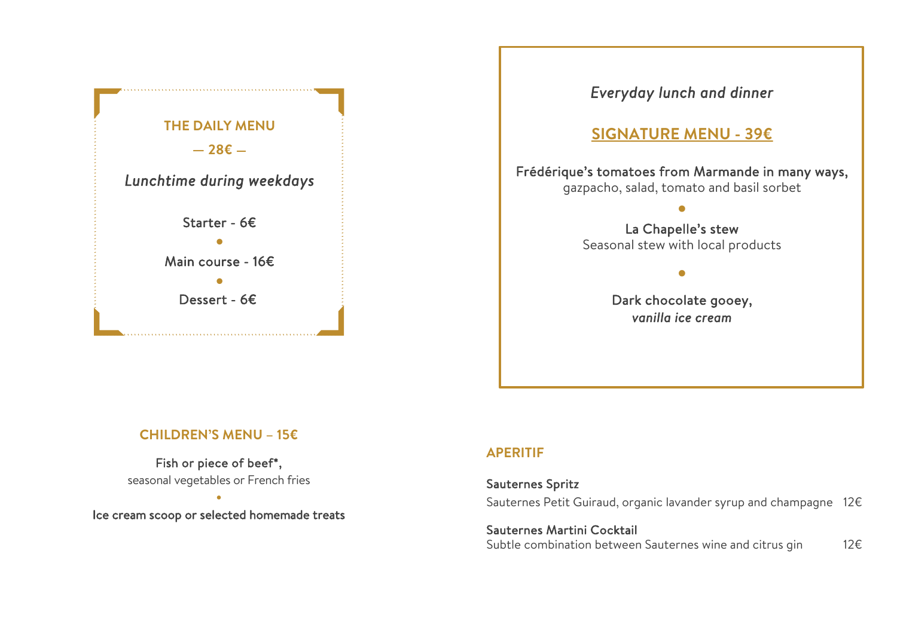## THE DAILY MENU

**— 28€ —**

*Lunchtime during weekdays*

Starter - 6€

•

Main course - 16€

•

Dessert - 6€

*Everyday lunch and dinner*

## SIGNATURE MENU - 39€

**Frédérique's tomatoes from Marmande in many ways,**
gazpacho, salad, tomato and basil sorbet

•

**La Chapelle's stew**
Seasonal stew with local products

•

**Dark chocolate gooey,**
***vanilla ice cream***

## CHILDREN'S MENU – 15€

**Fish or piece of beef*,**
seasonal vegetables or French fries

•

**Ice cream scoop or selected homemade treats**

## APERITIF

**Sauternes Spritz**
Sauternes Petit Guiraud, organic lavander syrup and champagne 12€

**Sauternes Martini Cocktail**
Subtle combination between Sauternes wine and citrus gin 12€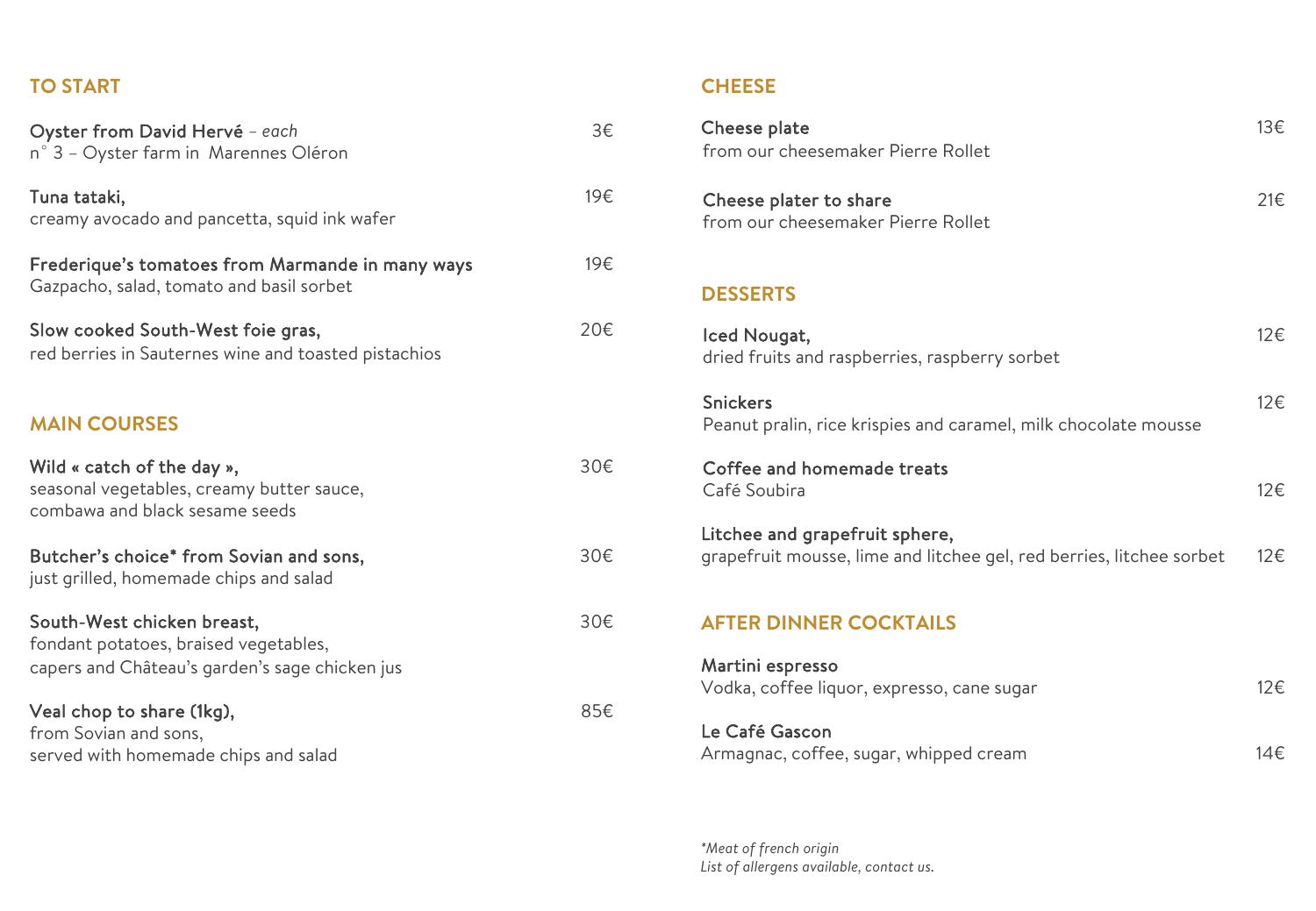## TO START

**Oyster from David Hervé** – *each* — 3€
n° 3 – Oyster farm in Marennes Oléron

**Tuna tataki,** — 19€
creamy avocado and pancetta, squid ink wafer

**Frederique's tomatoes from Marmande in many ways** — 19€
Gazpacho, salad, tomato and basil sorbet

**Slow cooked South-West foie gras,** — 20€
red berries in Sauternes wine and toasted pistachios

## MAIN COURSES

**Wild « catch of the day »,** — 30€
seasonal vegetables, creamy butter sauce,
combawa and black sesame seeds

**Butcher's choice* from Sovian and sons,** — 30€
just grilled, homemade chips and salad

**South-West chicken breast,** — 30€
fondant potatoes, braised vegetables,
capers and Château's garden's sage chicken jus

**Veal chop to share (1kg),** — 85€
from Sovian and sons,
served with homemade chips and salad

## CHEESE

**Cheese plate** — 13€
from our cheesemaker Pierre Rollet

**Cheese plater to share** — 21€
from our cheesemaker Pierre Rollet

## DESSERTS

**Iced Nougat,** — 12€
dried fruits and raspberries, raspberry sorbet

**Snickers** — 12€
Peanut pralin, rice krispies and caramel, milk chocolate mousse

**Coffee and homemade treats** — 12€
Café Soubira

**Litchee and grapefruit sphere,** — 12€
grapefruit mousse, lime and litchee gel, red berries, litchee sorbet

## AFTER DINNER COCKTAILS

**Martini espresso** — 12€
Vodka, coffee liquor, expresso, cane sugar

**Le Café Gascon** — 14€
Armagnac, coffee, sugar, whipped cream

*\*Meat of french origin*
*List of allergens available, contact us.*